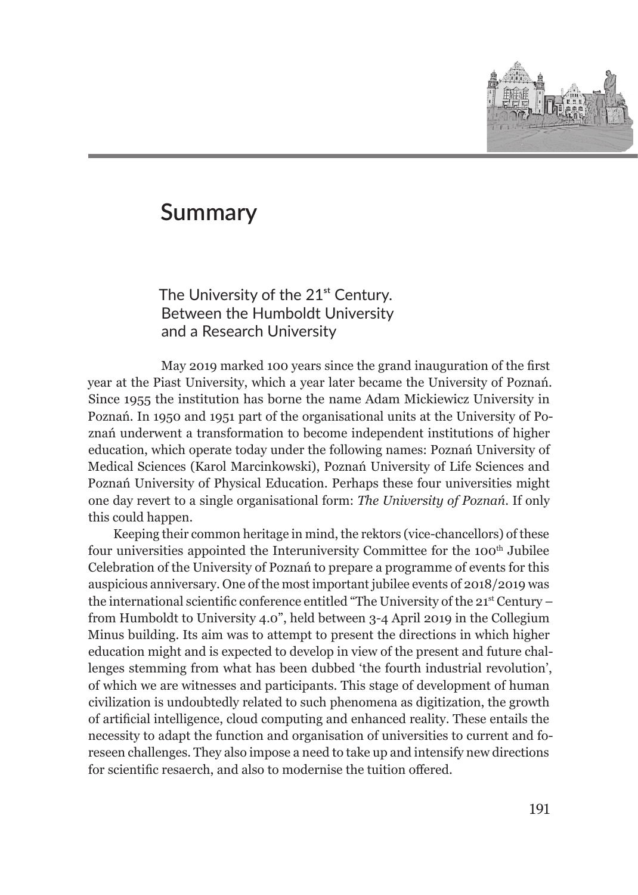# Summary

## The University of the 21st Century. Between the Humboldt University and a Research University

May 2019 marked 100 years since the grand inauguration of the first year at the Piast University, which a year later became the University of Poznań. Since 1955 the institution has borne the name Adam Mickiewicz University in Poznań. In 1950 and 1951 part of the organisational units at the University of Poznań underwent a transformation to become independent institutions of higher education, which operate today under the following names: Poznań University of Medical Sciences (Karol Marcinkowski), Poznań University of Life Sciences and Poznań University of Physical Education. Perhaps these four universities might one day revert to a single organisational form: *The University of Poznań*. If only this could happen.

Keeping their common heritage in mind, the rektors (vice-chancellors) of these four universities appointed the Interuniversity Committee for the 100th Jubilee Celebration of the University of Poznań to prepare a programme of events for this auspicious anniversary. One of the most important jubilee events of 2018/2019 was the international scientific conference entitled "The University of the 21st Century – from Humboldt to University 4.0", held between 3-4 April 2019 in the Collegium Minus building. Its aim was to attempt to present the directions in which higher education might and is expected to develop in view of the present and future challenges stemming from what has been dubbed 'the fourth industrial revolution', of which we are witnesses and participants. This stage of development of human civilization is undoubtedly related to such phenomena as digitization, the growth of artificial intelligence, cloud computing and enhanced reality. These entails the necessity to adapt the function and organisation of universities to current and foreseen challenges. They also impose a need to take up and intensify new directions for scientific resaerch, and also to modernise the tuition offered.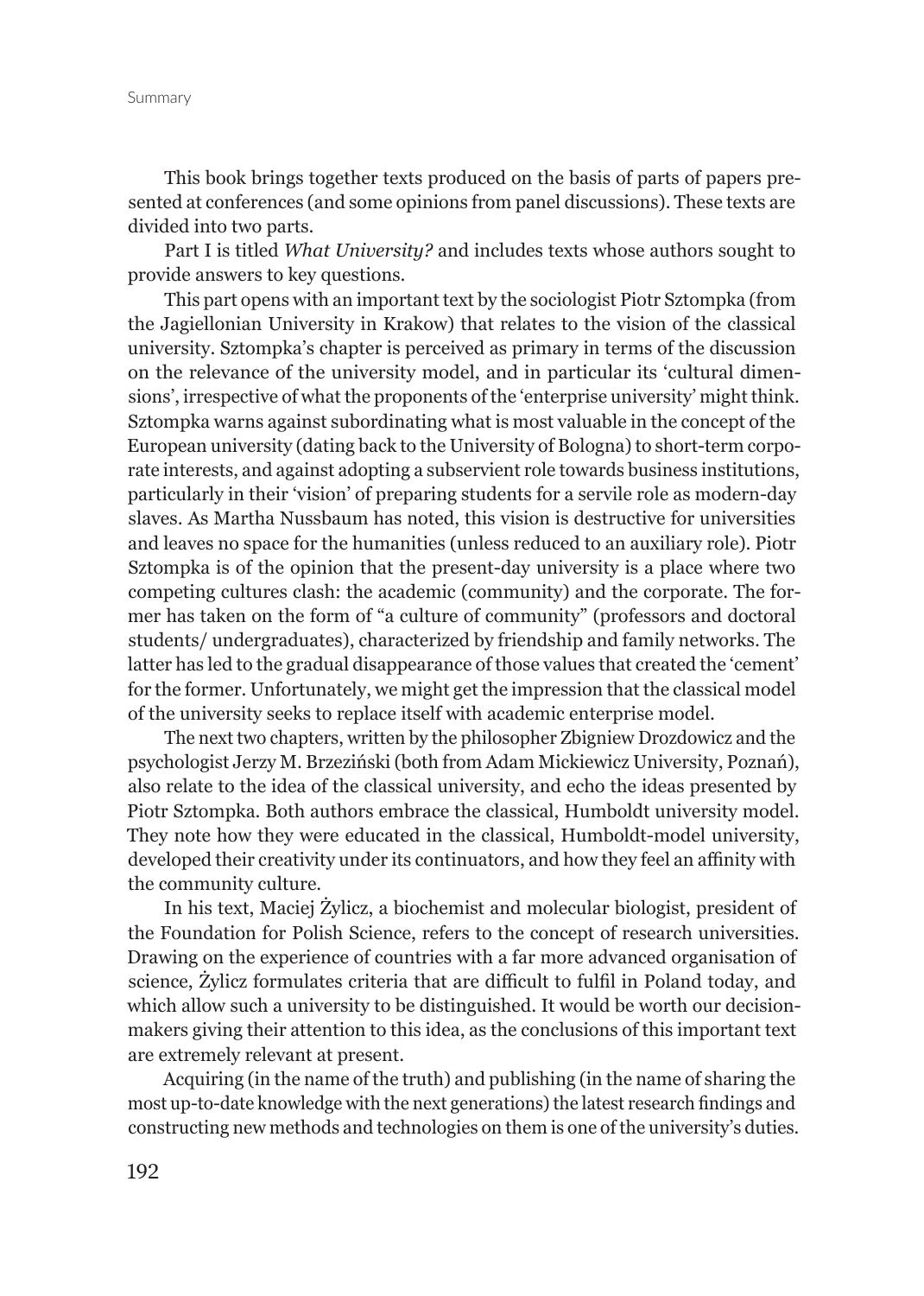This book brings together texts produced on the basis of parts of papers presented at conferences (and some opinions from panel discussions). These texts are divided into two parts.

Part I is titled *What University?* and includes texts whose authors sought to provide answers to key questions.

This part opens with an important text by the sociologist Piotr Sztompka (from the Jagiellonian University in Krakow) that relates to the vision of the classical university. Sztompka's chapter is perceived as primary in terms of the discussion on the relevance of the university model, and in particular its 'cultural dimensions', irrespective of what the proponents of the 'enterprise university' might think. Sztompka warns against subordinating what is most valuable in the concept of the European university (dating back to the University of Bologna) to short-term corporate interests, and against adopting a subservient role towards business institutions, particularly in their 'vision' of preparing students for a servile role as modern-day slaves. As Martha Nussbaum has noted, this vision is destructive for universities and leaves no space for the humanities (unless reduced to an auxiliary role). Piotr Sztompka is of the opinion that the present-day university is a place where two competing cultures clash: the academic (community) and the corporate. The former has taken on the form of "a culture of community" (professors and doctoral students/ undergraduates), characterized by friendship and family networks. The latter has led to the gradual disappearance of those values that created the 'cement' for the former. Unfortunately, we might get the impression that the classical model of the university seeks to replace itself with academic enterprise model.

The next two chapters, written by the philosopher Zbigniew Drozdowicz and the psychologist Jerzy M. Brzeziński (both from Adam Mickiewicz University, Poznań), also relate to the idea of the classical university, and echo the ideas presented by Piotr Sztompka. Both authors embrace the classical, Humboldt university model. They note how they were educated in the classical, Humboldt-model university, developed their creativity under its continuators, and how they feel an affinity with the community culture.

In his text, Maciej Żylicz, a biochemist and molecular biologist, president of the Foundation for Polish Science, refers to the concept of research universities. Drawing on the experience of countries with a far more advanced organisation of science, Żylicz formulates criteria that are difficult to fulfil in Poland today, and which allow such a university to be distinguished. It would be worth our decision-makers giving their attention to this idea, as the conclusions of this important text are extremely relevant at present.

Acquiring (in the name of the truth) and publishing (in the name of sharing the most up-to-date knowledge with the next generations) the latest research findings and constructing new methods and technologies on them is one of the university's duties.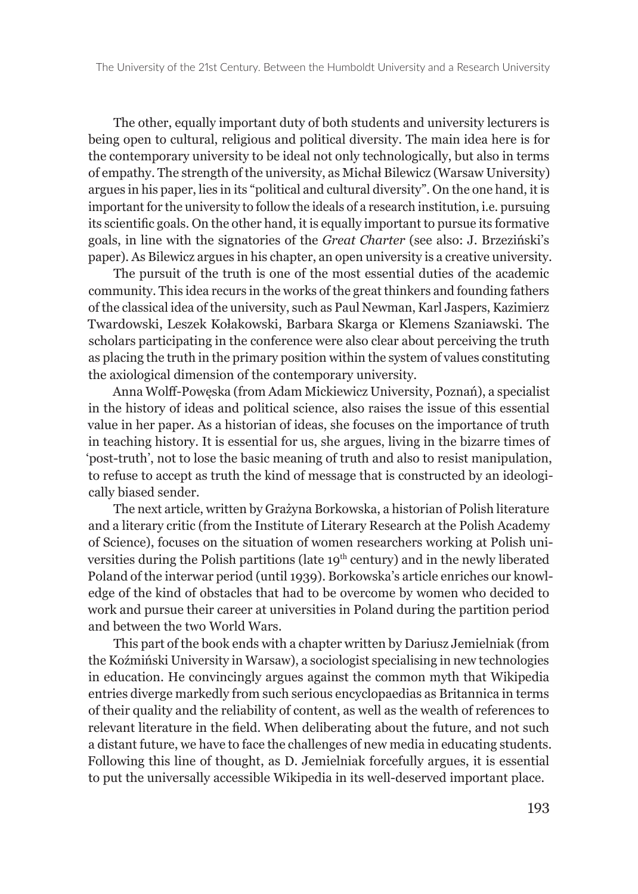The other, equally important duty of both students and university lecturers is being open to cultural, religious and political diversity. The main idea here is for the contemporary university to be ideal not only technologically, but also in terms of empathy. The strength of the university, as Michał Bilewicz (Warsaw University) argues in his paper, lies in its "political and cultural diversity". On the one hand, it is important for the university to follow the ideals of a research institution, i.e. pursuing its scientific goals. On the other hand, it is equally important to pursue its formative goals, in line with the signatories of the *Great Charter* (see also: J. Brzeziński's paper). As Bilewicz argues in his chapter, an open university is a creative university.

The pursuit of the truth is one of the most essential duties of the academic community. This idea recurs in the works of the great thinkers and founding fathers of the classical idea of the university, such as Paul Newman, Karl Jaspers, Kazimierz Twardowski, Leszek Kołakowski, Barbara Skarga or Klemens Szaniawski. The scholars participating in the conference were also clear about perceiving the truth as placing the truth in the primary position within the system of values constituting the axiological dimension of the contemporary university.

Anna Wolff-Powęska (from Adam Mickiewicz University, Poznań), a specialist in the history of ideas and political science, also raises the issue of this essential value in her paper. As a historian of ideas, she focuses on the importance of truth in teaching history. It is essential for us, she argues, living in the bizarre times of 'post-truth', not to lose the basic meaning of truth and also to resist manipulation, to refuse to accept as truth the kind of message that is constructed by an ideologically biased sender.

The next article, written by Grażyna Borkowska, a historian of Polish literature and a literary critic (from the Institute of Literary Research at the Polish Academy of Science), focuses on the situation of women researchers working at Polish universities during the Polish partitions (late 19th century) and in the newly liberated Poland of the interwar period (until 1939). Borkowska's article enriches our knowledge of the kind of obstacles that had to be overcome by women who decided to work and pursue their career at universities in Poland during the partition period and between the two World Wars.

This part of the book ends with a chapter written by Dariusz Jemielniak (from the Koźmiński University in Warsaw), a sociologist specialising in new technologies in education. He convincingly argues against the common myth that Wikipedia entries diverge markedly from such serious encyclopaedias as Britannica in terms of their quality and the reliability of content, as well as the wealth of references to relevant literature in the field. When deliberating about the future, and not such a distant future, we have to face the challenges of new media in educating students. Following this line of thought, as D. Jemielniak forcefully argues, it is essential to put the universally accessible Wikipedia in its well-deserved important place.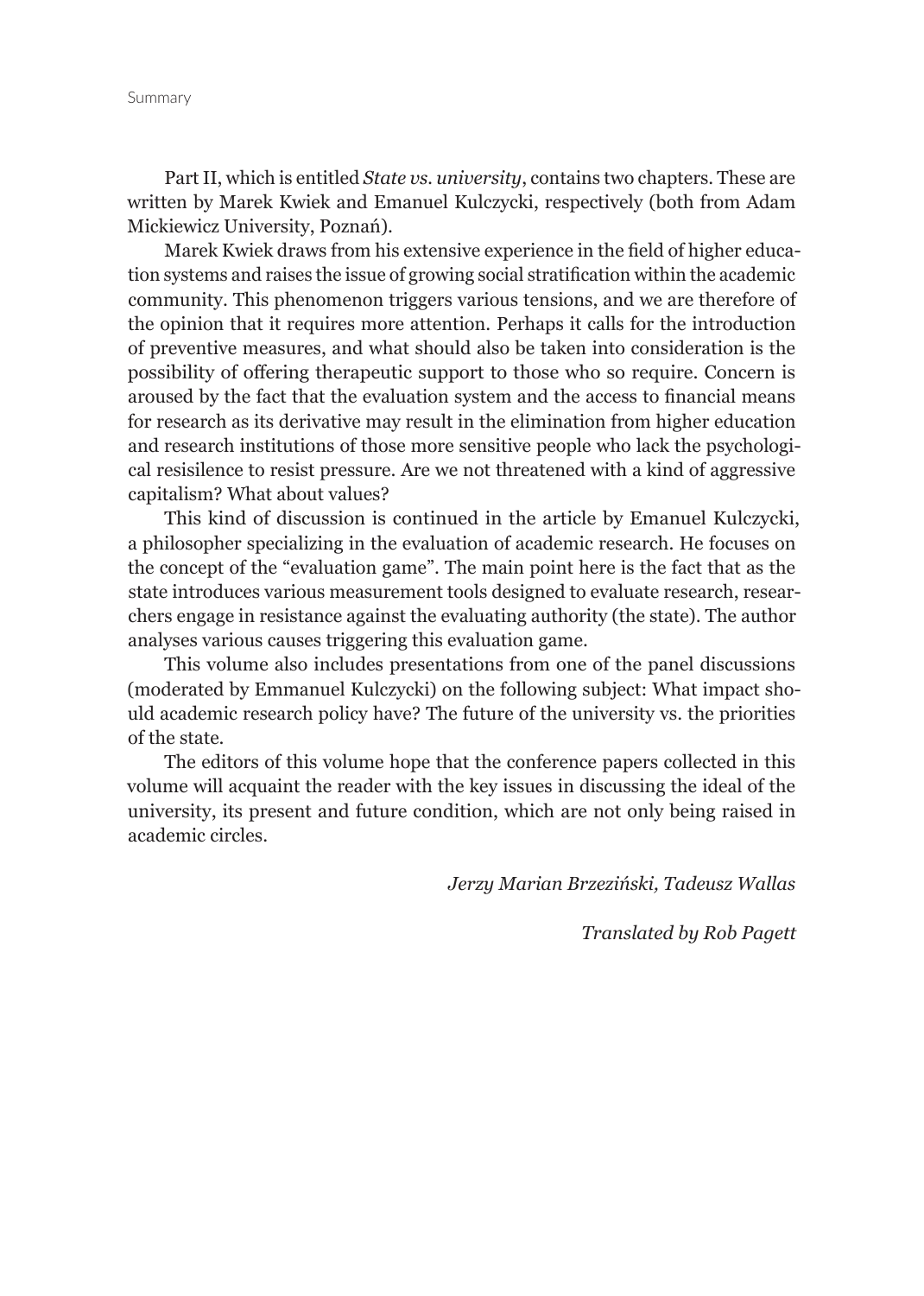Part II, which is entitled *State vs. university*, contains two chapters. These are written by Marek Kwiek and Emanuel Kulczycki, respectively (both from Adam Mickiewicz University, Poznań).

Marek Kwiek draws from his extensive experience in the field of higher education systems and raises the issue of growing social stratification within the academic community. This phenomenon triggers various tensions, and we are therefore of the opinion that it requires more attention. Perhaps it calls for the introduction of preventive measures, and what should also be taken into consideration is the possibility of offering therapeutic support to those who so require. Concern is aroused by the fact that the evaluation system and the access to financial means for research as its derivative may result in the elimination from higher education and research institutions of those more sensitive people who lack the psychological resisilence to resist pressure. Are we not threatened with a kind of aggressive capitalism? What about values?

This kind of discussion is continued in the article by Emanuel Kulczycki, a philosopher specializing in the evaluation of academic research. He focuses on the concept of the "evaluation game". The main point here is the fact that as the state introduces various measurement tools designed to evaluate research, researchers engage in resistance against the evaluating authority (the state). The author analyses various causes triggering this evaluation game.

This volume also includes presentations from one of the panel discussions (moderated by Emmanuel Kulczycki) on the following subject: What impact should academic research policy have? The future of the university vs. the priorities of the state.

The editors of this volume hope that the conference papers collected in this volume will acquaint the reader with the key issues in discussing the ideal of the university, its present and future condition, which are not only being raised in academic circles.

*Jerzy Marian Brzeziński, Tadeusz Wallas*

*Translated by Rob Pagett*